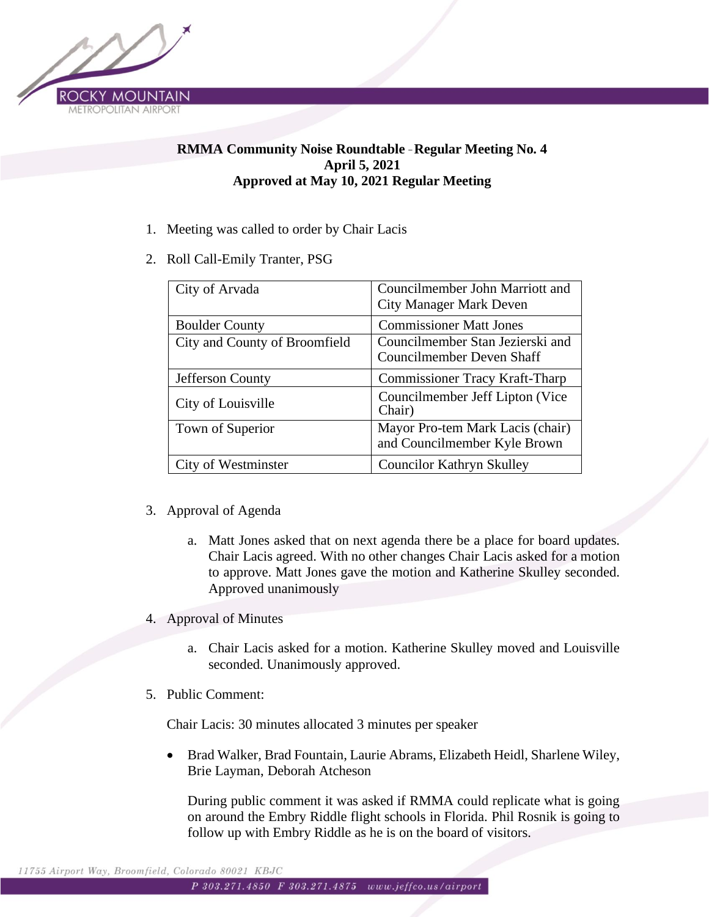**RMMA Community Noise Roundtable - Regular Meeting No. 4**
**April 5, 2021**
**Approved at May 10, 2021 Regular Meeting**

1. Meeting was called to order by Chair Lacis
2. Roll Call-Emily Tranter, PSG

| City of Arvada | Councilmember John Marriott and City Manager Mark Deven |
|---|---|
| Boulder County | Commissioner Matt Jones |
| City and County of Broomfield | Councilmember Stan Jezierski and Councilmember Deven Shaff |
| Jefferson County | Commissioner Tracy Kraft-Tharp |
| City of Louisville | Councilmember Jeff Lipton (Vice Chair) |
| Town of Superior | Mayor Pro-tem Mark Lacis (chair) and Councilmember Kyle Brown |
| City of Westminster | Councilor Kathryn Skulley |

3. Approval of Agenda
   a. Matt Jones asked that on next agenda there be a place for board updates. Chair Lacis agreed. With no other changes Chair Lacis asked for a motion to approve. Matt Jones gave the motion and Katherine Skulley seconded. Approved unanimously
4. Approval of Minutes
   a. Chair Lacis asked for a motion. Katherine Skulley moved and Louisville seconded. Unanimously approved.
5. Public Comment:

   Chair Lacis: 30 minutes allocated 3 minutes per speaker

   - Brad Walker, Brad Fountain, Laurie Abrams, Elizabeth Heidl, Sharlene Wiley, Brie Layman, Deborah Atcheson

     During public comment it was asked if RMMA could replicate what is going on around the Embry Riddle flight schools in Florida. Phil Rosnik is going to follow up with Embry Riddle as he is on the board of visitors.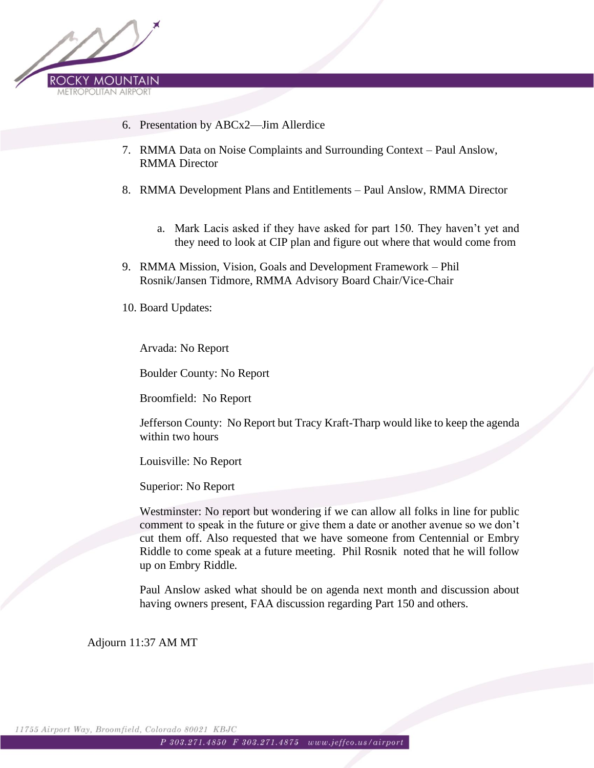6. Presentation by ABCx2—Jim Allerdice

7. RMMA Data on Noise Complaints and Surrounding Context – Paul Anslow, RMMA Director

8. RMMA Development Plans and Entitlements – Paul Anslow, RMMA Director

   a. Mark Lacis asked if they have asked for part 150. They haven't yet and they need to look at CIP plan and figure out where that would come from

9. RMMA Mission, Vision, Goals and Development Framework – Phil Rosnik/Jansen Tidmore, RMMA Advisory Board Chair/Vice-Chair

10. Board Updates:

    Arvada: No Report

    Boulder County: No Report

    Broomfield: No Report

    Jefferson County: No Report but Tracy Kraft-Tharp would like to keep the agenda within two hours

    Louisville: No Report

    Superior: No Report

    Westminster: No report but wondering if we can allow all folks in line for public comment to speak in the future or give them a date or another avenue so we don't cut them off. Also requested that we have someone from Centennial or Embry Riddle to come speak at a future meeting. Phil Rosnik noted that he will follow up on Embry Riddle.

    Paul Anslow asked what should be on agenda next month and discussion about having owners present, FAA discussion regarding Part 150 and others.

Adjourn 11:37 AM MT